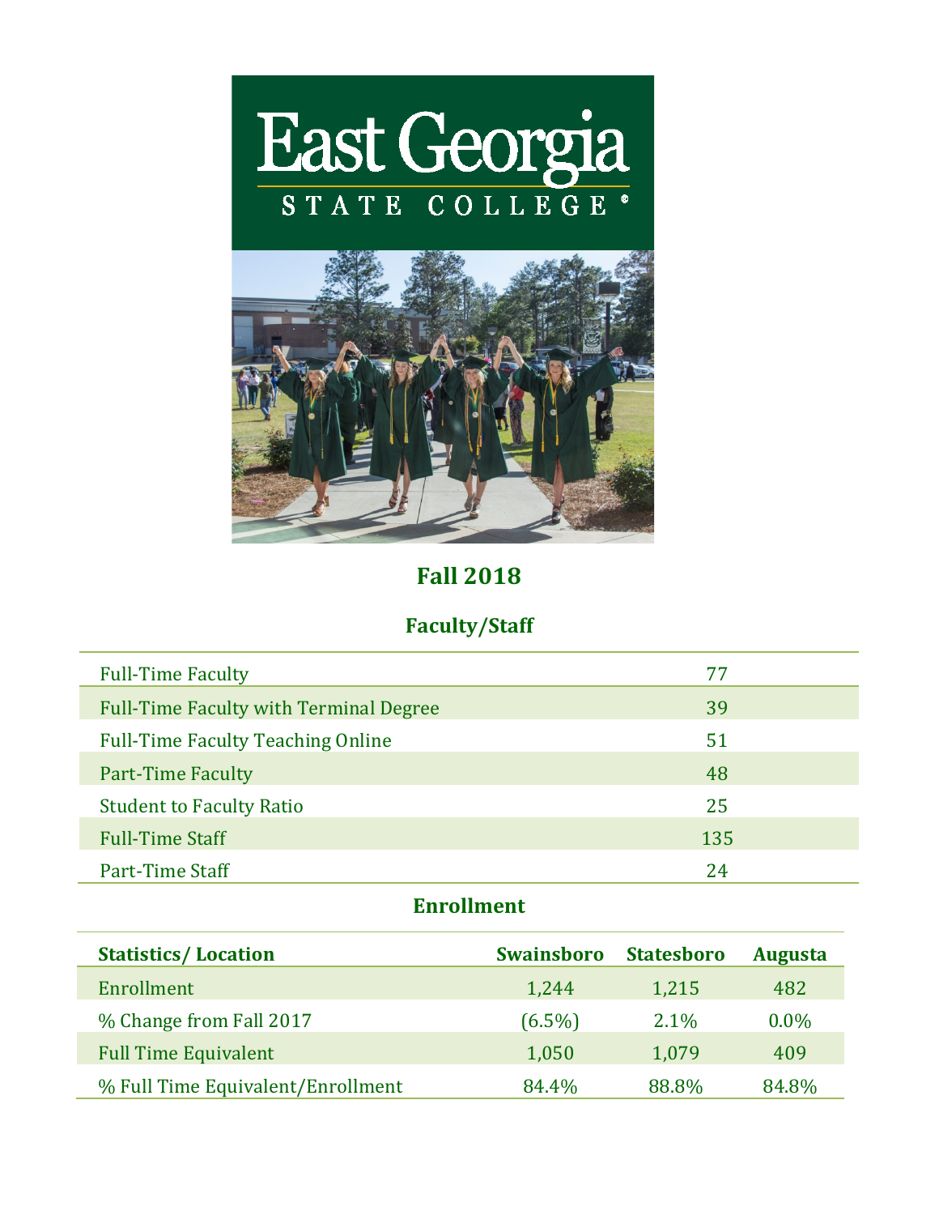# East Georgia State College

## Fall 2018

### Faculty/Staff

| | |
|---|---|
| Full-Time Faculty | 77 |
| Full-Time Faculty with Terminal Degree | 39 |
| Full-Time Faculty Teaching Online | 51 |
| Part-Time Faculty | 48 |
| Student to Faculty Ratio | 25 |
| Full-Time Staff | 135 |
| Part-Time Staff | 24 |

### Enrollment

| Statistics/ Location | Swainsboro | Statesboro | Augusta |
|---|---|---|---|
| Enrollment | 1,244 | 1,215 | 482 |
| % Change from Fall 2017 | (6.5%) | 2.1% | 0.0% |
| Full Time Equivalent | 1,050 | 1,079 | 409 |
| % Full Time Equivalent/Enrollment | 84.4% | 88.8% | 84.8% |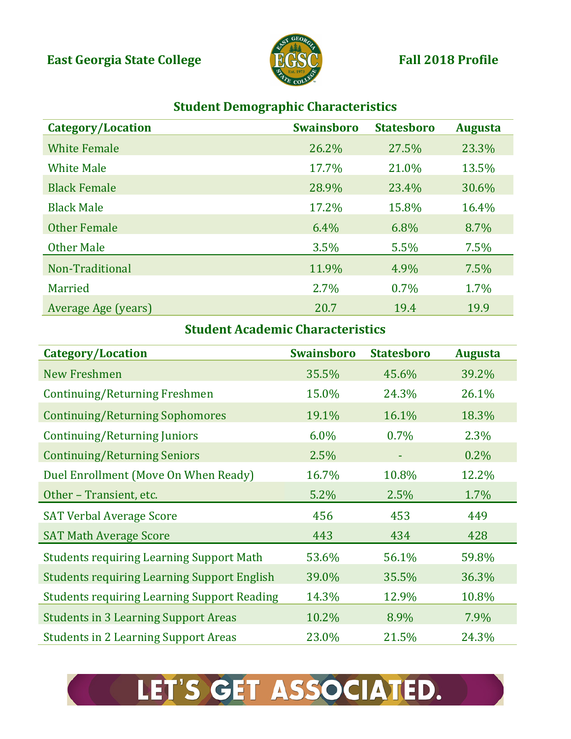**East Georgia State College** **Fall 2018 Profile**

## Student Demographic Characteristics

| Category/Location | Swainsboro | Statesboro | Augusta |
|---|---|---|---|
| White Female | 26.2% | 27.5% | 23.3% |
| White Male | 17.7% | 21.0% | 13.5% |
| Black Female | 28.9% | 23.4% | 30.6% |
| Black Male | 17.2% | 15.8% | 16.4% |
| Other Female | 6.4% | 6.8% | 8.7% |
| Other Male | 3.5% | 5.5% | 7.5% |
| Non-Traditional | 11.9% | 4.9% | 7.5% |
| Married | 2.7% | 0.7% | 1.7% |
| Average Age (years) | 20.7 | 19.4 | 19.9 |

## Student Academic Characteristics

| Category/Location | Swainsboro | Statesboro | Augusta |
|---|---|---|---|
| New Freshmen | 35.5% | 45.6% | 39.2% |
| Continuing/Returning Freshmen | 15.0% | 24.3% | 26.1% |
| Continuing/Returning Sophomores | 19.1% | 16.1% | 18.3% |
| Continuing/Returning Juniors | 6.0% | 0.7% | 2.3% |
| Continuing/Returning Seniors | 2.5% | - | 0.2% |
| Duel Enrollment (Move On When Ready) | 16.7% | 10.8% | 12.2% |
| Other – Transient, etc. | 5.2% | 2.5% | 1.7% |
| SAT Verbal Average Score | 456 | 453 | 449 |
| SAT Math Average Score | 443 | 434 | 428 |
| Students requiring Learning Support Math | 53.6% | 56.1% | 59.8% |
| Students requiring Learning Support English | 39.0% | 35.5% | 36.3% |
| Students requiring Learning Support Reading | 14.3% | 12.9% | 10.8% |
| Students in 3 Learning Support Areas | 10.2% | 8.9% | 7.9% |
| Students in 2 Learning Support Areas | 23.0% | 21.5% | 24.3% |

LET'S GET ASSOCIATED.